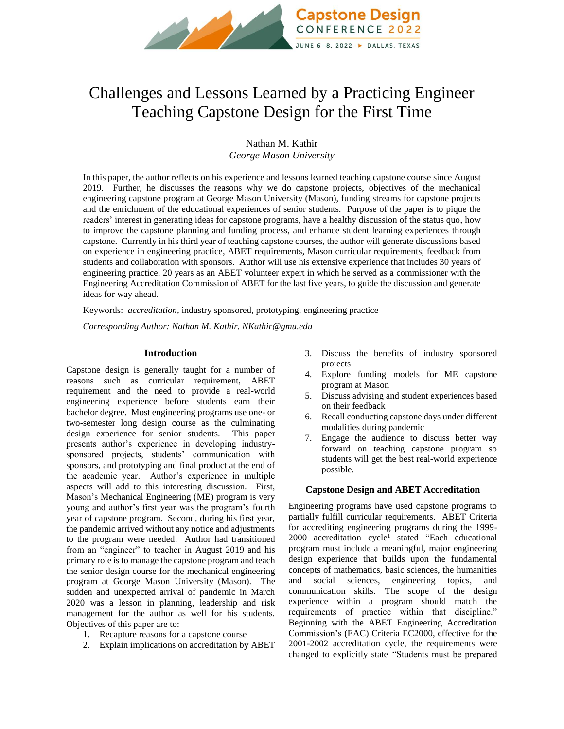# Challenges and Lessons Learned by a Practicing Engineer Teaching Capstone Design for the First Time

Nathan M. Kathir
*George Mason University*

In this paper, the author reflects on his experience and lessons learned teaching capstone course since August 2019. Further, he discusses the reasons why we do capstone projects, objectives of the mechanical engineering capstone program at George Mason University (Mason), funding streams for capstone projects and the enrichment of the educational experiences of senior students. Purpose of the paper is to pique the readers' interest in generating ideas for capstone programs, have a healthy discussion of the status quo, how to improve the capstone planning and funding process, and enhance student learning experiences through capstone. Currently in his third year of teaching capstone courses, the author will generate discussions based on experience in engineering practice, ABET requirements, Mason curricular requirements, feedback from students and collaboration with sponsors. Author will use his extensive experience that includes 30 years of engineering practice, 20 years as an ABET volunteer expert in which he served as a commissioner with the Engineering Accreditation Commission of ABET for the last five years, to guide the discussion and generate ideas for way ahead.

Keywords: *accreditation*, industry sponsored, prototyping, engineering practice

*Corresponding Author: Nathan M. Kathir, NKathir@gmu.edu*

## Introduction

Capstone design is generally taught for a number of reasons such as curricular requirement, ABET requirement and the need to provide a real-world engineering experience before students earn their bachelor degree. Most engineering programs use one- or two-semester long design course as the culminating design experience for senior students. This paper presents author's experience in developing industry-sponsored projects, students' communication with sponsors, and prototyping and final product at the end of the academic year. Author's experience in multiple aspects will add to this interesting discussion. First, Mason's Mechanical Engineering (ME) program is very young and author's first year was the program's fourth year of capstone program. Second, during his first year, the pandemic arrived without any notice and adjustments to the program were needed. Author had transitioned from an "engineer" to teacher in August 2019 and his primary role is to manage the capstone program and teach the senior design course for the mechanical engineering program at George Mason University (Mason). The sudden and unexpected arrival of pandemic in March 2020 was a lesson in planning, leadership and risk management for the author as well for his students. Objectives of this paper are to:

1. Recapture reasons for a capstone course
2. Explain implications on accreditation by ABET
3. Discuss the benefits of industry sponsored projects
4. Explore funding models for ME capstone program at Mason
5. Discuss advising and student experiences based on their feedback
6. Recall conducting capstone days under different modalities during pandemic
7. Engage the audience to discuss better way forward on teaching capstone program so students will get the best real-world experience possible.

## Capstone Design and ABET Accreditation

Engineering programs have used capstone programs to partially fulfill curricular requirements. ABET Criteria for accrediting engineering programs during the 1999-2000 accreditation cycle[1] stated "Each educational program must include a meaningful, major engineering design experience that builds upon the fundamental concepts of mathematics, basic sciences, the humanities and social sciences, engineering topics, and communication skills. The scope of the design experience within a program should match the requirements of practice within that discipline." Beginning with the ABET Engineering Accreditation Commission's (EAC) Criteria EC2000, effective for the 2001-2002 accreditation cycle, the requirements were changed to explicitly state "Students must be prepared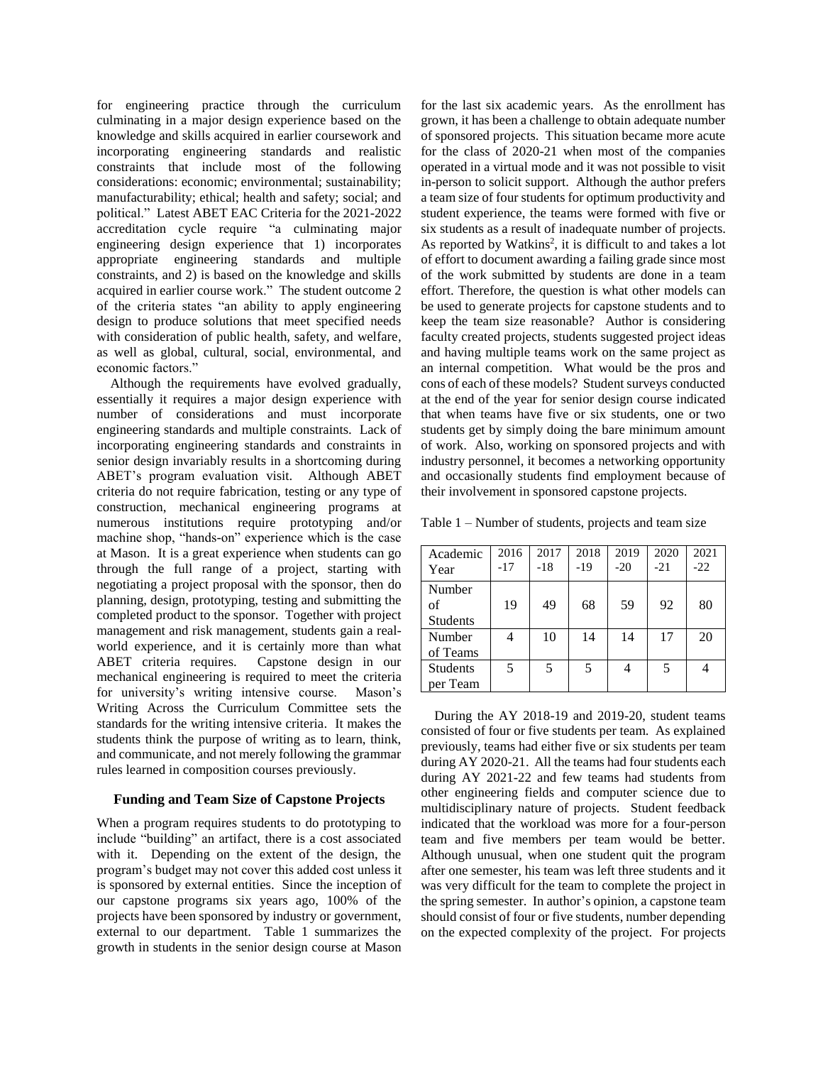for engineering practice through the curriculum culminating in a major design experience based on the knowledge and skills acquired in earlier coursework and incorporating engineering standards and realistic constraints that include most of the following considerations: economic; environmental; sustainability; manufacturability; ethical; health and safety; social; and political." Latest ABET EAC Criteria for the 2021-2022 accreditation cycle require "a culminating major engineering design experience that 1) incorporates appropriate engineering standards and multiple constraints, and 2) is based on the knowledge and skills acquired in earlier course work." The student outcome 2 of the criteria states "an ability to apply engineering design to produce solutions that meet specified needs with consideration of public health, safety, and welfare, as well as global, cultural, social, environmental, and economic factors."

Although the requirements have evolved gradually, essentially it requires a major design experience with number of considerations and must incorporate engineering standards and multiple constraints. Lack of incorporating engineering standards and constraints in senior design invariably results in a shortcoming during ABET's program evaluation visit. Although ABET criteria do not require fabrication, testing or any type of construction, mechanical engineering programs at numerous institutions require prototyping and/or machine shop, "hands-on" experience which is the case at Mason. It is a great experience when students can go through the full range of a project, starting with negotiating a project proposal with the sponsor, then do planning, design, prototyping, testing and submitting the completed product to the sponsor. Together with project management and risk management, students gain a real-world experience, and it is certainly more than what ABET criteria requires. Capstone design in our mechanical engineering is required to meet the criteria for university's writing intensive course. Mason's Writing Across the Curriculum Committee sets the standards for the writing intensive criteria. It makes the students think the purpose of writing as to learn, think, and communicate, and not merely following the grammar rules learned in composition courses previously.

## Funding and Team Size of Capstone Projects

When a program requires students to do prototyping to include "building" an artifact, there is a cost associated with it. Depending on the extent of the design, the program's budget may not cover this added cost unless it is sponsored by external entities. Since the inception of our capstone programs six years ago, 100% of the projects have been sponsored by industry or government, external to our department. Table 1 summarizes the growth in students in the senior design course at Mason for the last six academic years. As the enrollment has grown, it has been a challenge to obtain adequate number of sponsored projects. This situation became more acute for the class of 2020-21 when most of the companies operated in a virtual mode and it was not possible to visit in-person to solicit support. Although the author prefers a team size of four students for optimum productivity and student experience, the teams were formed with five or six students as a result of inadequate number of projects. As reported by Watkins[2], it is difficult to and takes a lot of effort to document awarding a failing grade since most of the work submitted by students are done in a team effort. Therefore, the question is what other models can be used to generate projects for capstone students and to keep the team size reasonable? Author is considering faculty created projects, students suggested project ideas and having multiple teams work on the same project as an internal competition. What would be the pros and cons of each of these models? Student surveys conducted at the end of the year for senior design course indicated that when teams have five or six students, one or two students get by simply doing the bare minimum amount of work. Also, working on sponsored projects and with industry personnel, it becomes a networking opportunity and occasionally students find employment because of their involvement in sponsored capstone projects.

Table 1 – Number of students, projects and team size

| Academic Year | 2016-17 | 2017-18 | 2018-19 | 2019-20 | 2020-21 | 2021-22 |
|---|---|---|---|---|---|---|
| Number of Students | 19 | 49 | 68 | 59 | 92 | 80 |
| Number of Teams | 4 | 10 | 14 | 14 | 17 | 20 |
| Students per Team | 5 | 5 | 5 | 4 | 5 | 4 |

During the AY 2018-19 and 2019-20, student teams consisted of four or five students per team. As explained previously, teams had either five or six students per team during AY 2020-21. All the teams had four students each during AY 2021-22 and few teams had students from other engineering fields and computer science due to multidisciplinary nature of projects. Student feedback indicated that the workload was more for a four-person team and five members per team would be better. Although unusual, when one student quit the program after one semester, his team was left three students and it was very difficult for the team to complete the project in the spring semester. In author's opinion, a capstone team should consist of four or five students, number depending on the expected complexity of the project. For projects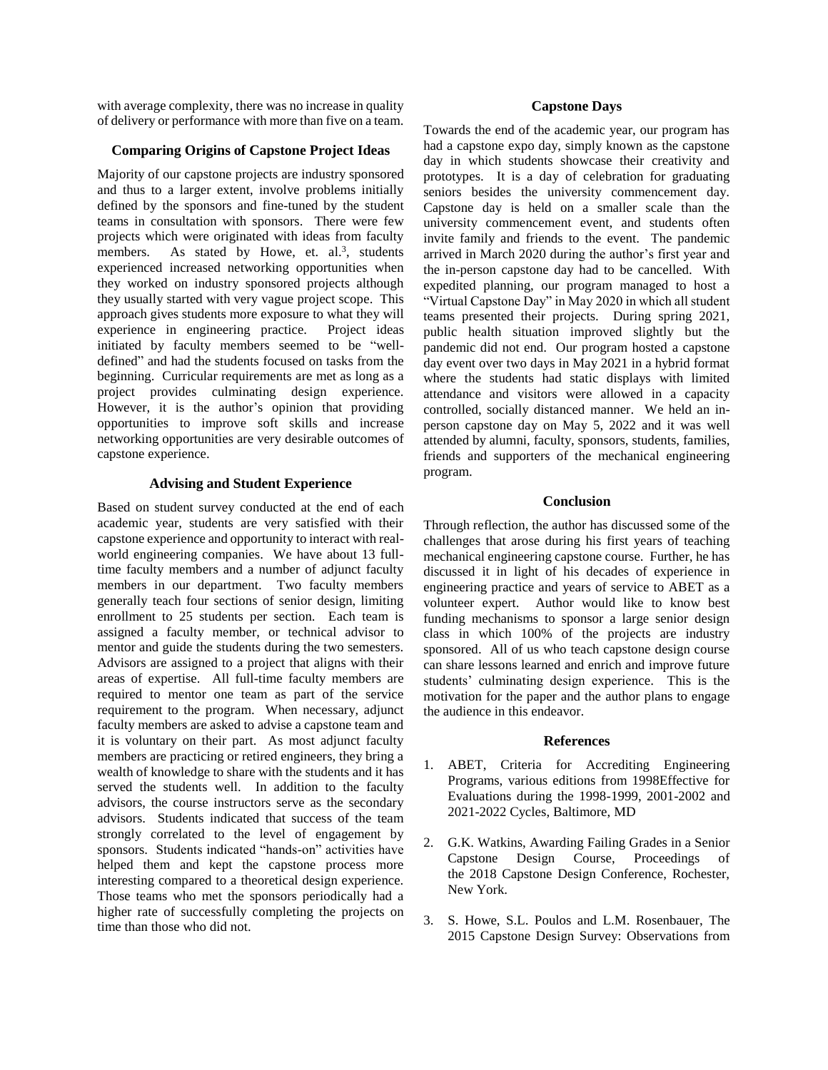with average complexity, there was no increase in quality of delivery or performance with more than five on a team.

### Comparing Origins of Capstone Project Ideas

Majority of our capstone projects are industry sponsored and thus to a larger extent, involve problems initially defined by the sponsors and fine-tuned by the student teams in consultation with sponsors. There were few projects which were originated with ideas from faculty members. As stated by Howe, et. al.[3], students experienced increased networking opportunities when they worked on industry sponsored projects although they usually started with very vague project scope. This approach gives students more exposure to what they will experience in engineering practice. Project ideas initiated by faculty members seemed to be "well-defined" and had the students focused on tasks from the beginning. Curricular requirements are met as long as a project provides culminating design experience. However, it is the author's opinion that providing opportunities to improve soft skills and increase networking opportunities are very desirable outcomes of capstone experience.

### Advising and Student Experience

Based on student survey conducted at the end of each academic year, students are very satisfied with their capstone experience and opportunity to interact with real-world engineering companies. We have about 13 full-time faculty members and a number of adjunct faculty members in our department. Two faculty members generally teach four sections of senior design, limiting enrollment to 25 students per section. Each team is assigned a faculty member, or technical advisor to mentor and guide the students during the two semesters. Advisors are assigned to a project that aligns with their areas of expertise. All full-time faculty members are required to mentor one team as part of the service requirement to the program. When necessary, adjunct faculty members are asked to advise a capstone team and it is voluntary on their part. As most adjunct faculty members are practicing or retired engineers, they bring a wealth of knowledge to share with the students and it has served the students well. In addition to the faculty advisors, the course instructors serve as the secondary advisors. Students indicated that success of the team strongly correlated to the level of engagement by sponsors. Students indicated "hands-on" activities have helped them and kept the capstone process more interesting compared to a theoretical design experience. Those teams who met the sponsors periodically had a higher rate of successfully completing the projects on time than those who did not.

### Capstone Days

Towards the end of the academic year, our program has had a capstone expo day, simply known as the capstone day in which students showcase their creativity and prototypes. It is a day of celebration for graduating seniors besides the university commencement day. Capstone day is held on a smaller scale than the university commencement event, and students often invite family and friends to the event. The pandemic arrived in March 2020 during the author's first year and the in-person capstone day had to be cancelled. With expedited planning, our program managed to host a "Virtual Capstone Day" in May 2020 in which all student teams presented their projects. During spring 2021, public health situation improved slightly but the pandemic did not end. Our program hosted a capstone day event over two days in May 2021 in a hybrid format where the students had static displays with limited attendance and visitors were allowed in a capacity controlled, socially distanced manner. We held an in-person capstone day on May 5, 2022 and it was well attended by alumni, faculty, sponsors, students, families, friends and supporters of the mechanical engineering program.

### Conclusion

Through reflection, the author has discussed some of the challenges that arose during his first years of teaching mechanical engineering capstone course. Further, he has discussed it in light of his decades of experience in engineering practice and years of service to ABET as a volunteer expert. Author would like to know best funding mechanisms to sponsor a large senior design class in which 100% of the projects are industry sponsored. All of us who teach capstone design course can share lessons learned and enrich and improve future students' culminating design experience. This is the motivation for the paper and the author plans to engage the audience in this endeavor.

### References

1. ABET, Criteria for Accrediting Engineering Programs, various editions from 1998Effective for Evaluations during the 1998-1999, 2001-2002 and 2021-2022 Cycles, Baltimore, MD

2. G.K. Watkins, Awarding Failing Grades in a Senior Capstone Design Course, Proceedings of the 2018 Capstone Design Conference, Rochester, New York.

3. S. Howe, S.L. Poulos and L.M. Rosenbauer, The 2015 Capstone Design Survey: Observations from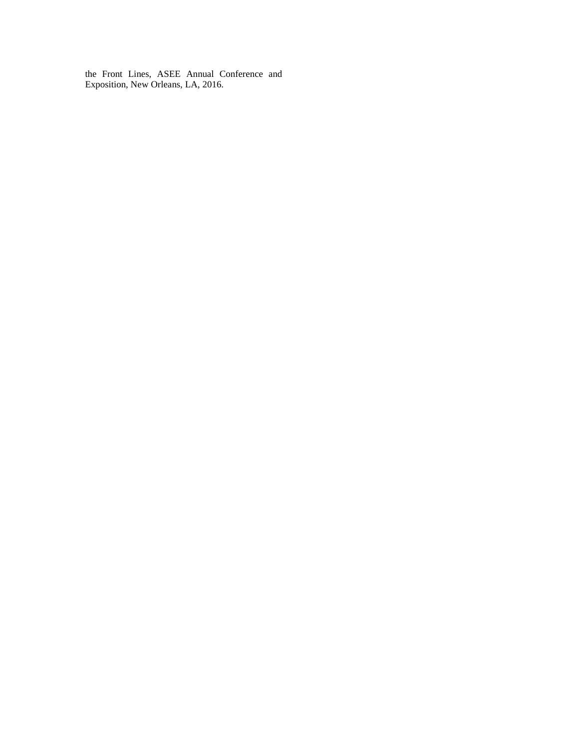the Front Lines, ASEE Annual Conference and Exposition, New Orleans, LA, 2016.